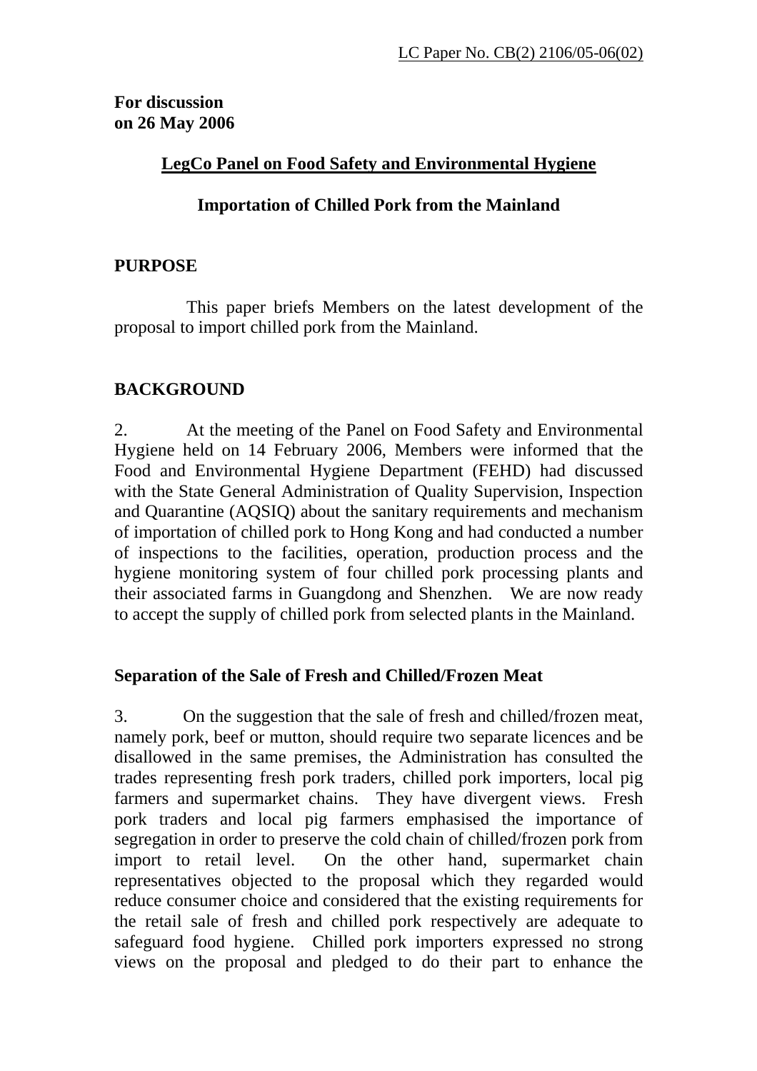LC Paper No. CB(2) 2106/05-06(02)

**For discussion**
**on 26 May 2006**

## LegCo Panel on Food Safety and Environmental Hygiene

## Importation of Chilled Pork from the Mainland

### PURPOSE

This paper briefs Members on the latest development of the proposal to import chilled pork from the Mainland.

### BACKGROUND

2. At the meeting of the Panel on Food Safety and Environmental Hygiene held on 14 February 2006, Members were informed that the Food and Environmental Hygiene Department (FEHD) had discussed with the State General Administration of Quality Supervision, Inspection and Quarantine (AQSIQ) about the sanitary requirements and mechanism of importation of chilled pork to Hong Kong and had conducted a number of inspections to the facilities, operation, production process and the hygiene monitoring system of four chilled pork processing plants and their associated farms in Guangdong and Shenzhen. We are now ready to accept the supply of chilled pork from selected plants in the Mainland.

### Separation of the Sale of Fresh and Chilled/Frozen Meat

3. On the suggestion that the sale of fresh and chilled/frozen meat, namely pork, beef or mutton, should require two separate licences and be disallowed in the same premises, the Administration has consulted the trades representing fresh pork traders, chilled pork importers, local pig farmers and supermarket chains. They have divergent views. Fresh pork traders and local pig farmers emphasised the importance of segregation in order to preserve the cold chain of chilled/frozen pork from import to retail level. On the other hand, supermarket chain representatives objected to the proposal which they regarded would reduce consumer choice and considered that the existing requirements for the retail sale of fresh and chilled pork respectively are adequate to safeguard food hygiene. Chilled pork importers expressed no strong views on the proposal and pledged to do their part to enhance the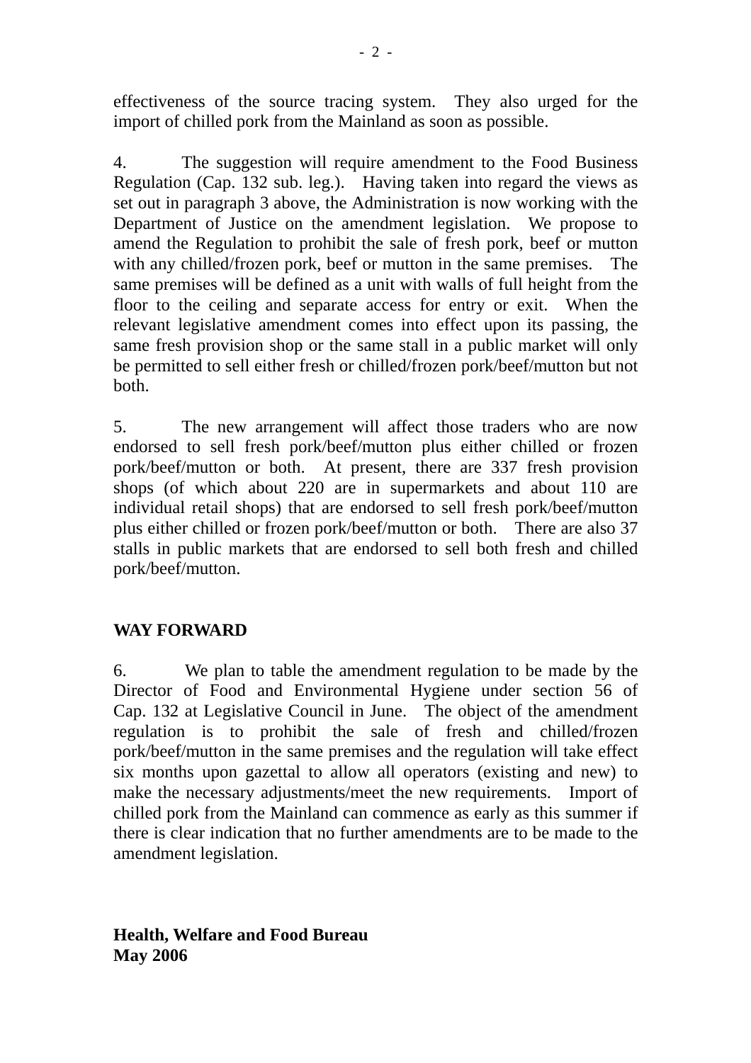effectiveness of the source tracing system. They also urged for the import of chilled pork from the Mainland as soon as possible.

4. The suggestion will require amendment to the Food Business Regulation (Cap. 132 sub. leg.). Having taken into regard the views as set out in paragraph 3 above, the Administration is now working with the Department of Justice on the amendment legislation. We propose to amend the Regulation to prohibit the sale of fresh pork, beef or mutton with any chilled/frozen pork, beef or mutton in the same premises. The same premises will be defined as a unit with walls of full height from the floor to the ceiling and separate access for entry or exit. When the relevant legislative amendment comes into effect upon its passing, the same fresh provision shop or the same stall in a public market will only be permitted to sell either fresh or chilled/frozen pork/beef/mutton but not both.

5. The new arrangement will affect those traders who are now endorsed to sell fresh pork/beef/mutton plus either chilled or frozen pork/beef/mutton or both. At present, there are 337 fresh provision shops (of which about 220 are in supermarkets and about 110 are individual retail shops) that are endorsed to sell fresh pork/beef/mutton plus either chilled or frozen pork/beef/mutton or both. There are also 37 stalls in public markets that are endorsed to sell both fresh and chilled pork/beef/mutton.

## WAY FORWARD

6. We plan to table the amendment regulation to be made by the Director of Food and Environmental Hygiene under section 56 of Cap. 132 at Legislative Council in June. The object of the amendment regulation is to prohibit the sale of fresh and chilled/frozen pork/beef/mutton in the same premises and the regulation will take effect six months upon gazettal to allow all operators (existing and new) to make the necessary adjustments/meet the new requirements. Import of chilled pork from the Mainland can commence as early as this summer if there is clear indication that no further amendments are to be made to the amendment legislation.

**Health, Welfare and Food Bureau**
**May 2006**